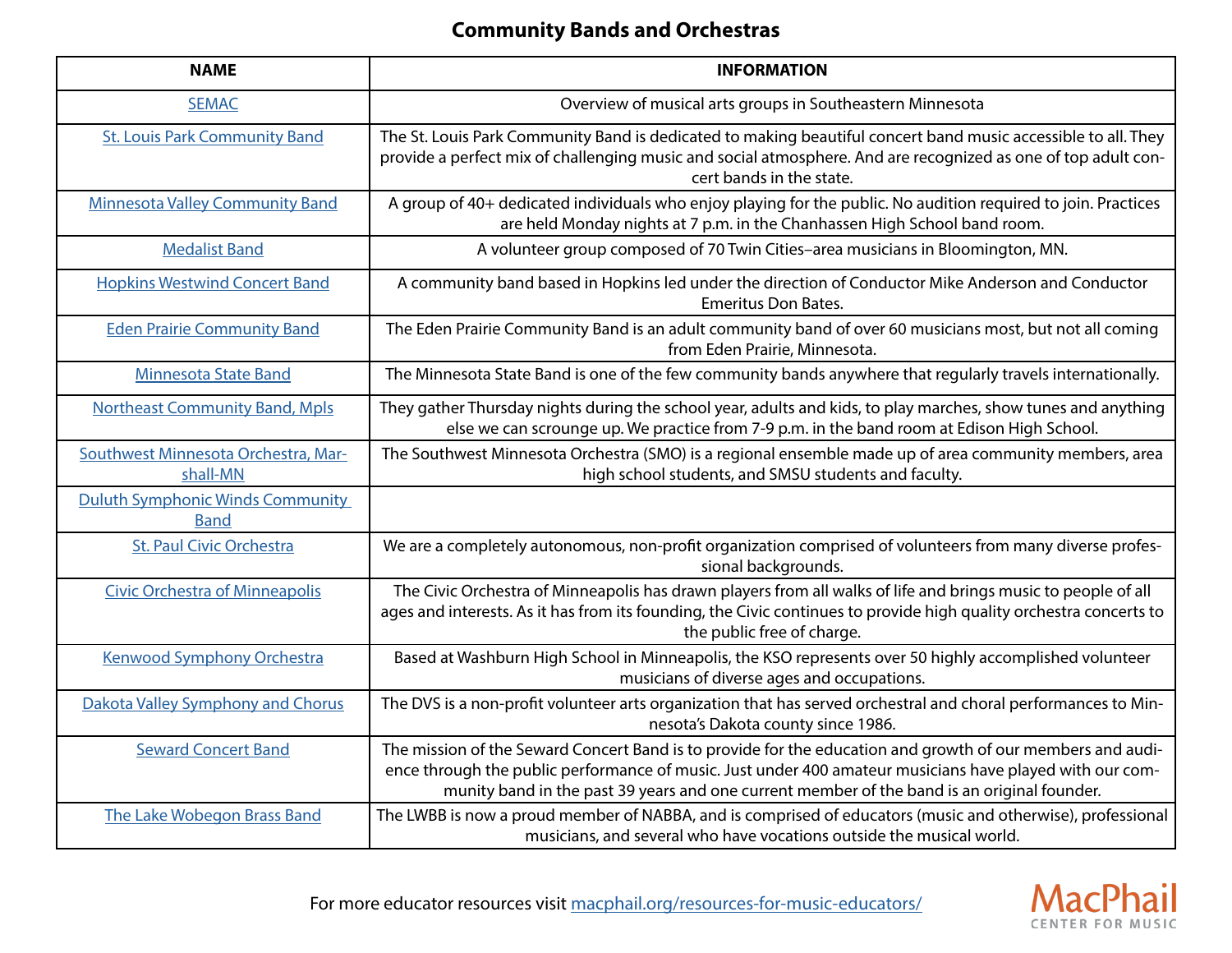# Community Bands and Orchestras

| NAME | INFORMATION |
| --- | --- |
| SEMAC | Overview of musical arts groups in Southeastern Minnesota |
| St. Louis Park Community Band | The St. Louis Park Community Band is dedicated to making beautiful concert band music accessible to all. They provide a perfect mix of challenging music and social atmosphere. And are recognized as one of top adult concert bands in the state. |
| Minnesota Valley Community Band | A group of 40+ dedicated individuals who enjoy playing for the public. No audition required to join. Practices are held Monday nights at 7 p.m. in the Chanhassen High School band room. |
| Medalist Band | A volunteer group composed of 70 Twin Cities–area musicians in Bloomington, MN. |
| Hopkins Westwind Concert Band | A community band based in Hopkins led under the direction of Conductor Mike Anderson and Conductor Emeritus Don Bates. |
| Eden Prairie Community Band | The Eden Prairie Community Band is an adult community band of over 60 musicians most, but not all coming from Eden Prairie, Minnesota. |
| Minnesota State Band | The Minnesota State Band is one of the few community bands anywhere that regularly travels internationally. |
| Northeast Community Band, Mpls | They gather Thursday nights during the school year, adults and kids, to play marches, show tunes and anything else we can scrounge up. We practice from 7-9 p.m. in the band room at Edison High School. |
| Southwest Minnesota Orchestra, Marshall-MN | The Southwest Minnesota Orchestra (SMO) is a regional ensemble made up of area community members, area high school students, and SMSU students and faculty. |
| Duluth Symphonic Winds Community Band | |
| St. Paul Civic Orchestra | We are a completely autonomous, non-profit organization comprised of volunteers from many diverse professional backgrounds. |
| Civic Orchestra of Minneapolis | The Civic Orchestra of Minneapolis has drawn players from all walks of life and brings music to people of all ages and interests. As it has from its founding, the Civic continues to provide high quality orchestra concerts to the public free of charge. |
| Kenwood Symphony Orchestra | Based at Washburn High School in Minneapolis, the KSO represents over 50 highly accomplished volunteer musicians of diverse ages and occupations. |
| Dakota Valley Symphony and Chorus | The DVS is a non-profit volunteer arts organization that has served orchestral and choral performances to Minnesota's Dakota county since 1986. |
| Seward Concert Band | The mission of the Seward Concert Band is to provide for the education and growth of our members and audience through the public performance of music. Just under 400 amateur musicians have played with our community band in the past 39 years and one current member of the band is an original founder. |
| The Lake Wobegon Brass Band | The LWBB is now a proud member of NABBA, and is comprised of educators (music and otherwise), professional musicians, and several who have vocations outside the musical world. |

For more educator resources visit macphail.org/resources-for-music-educators/

MacPhail CENTER FOR MUSIC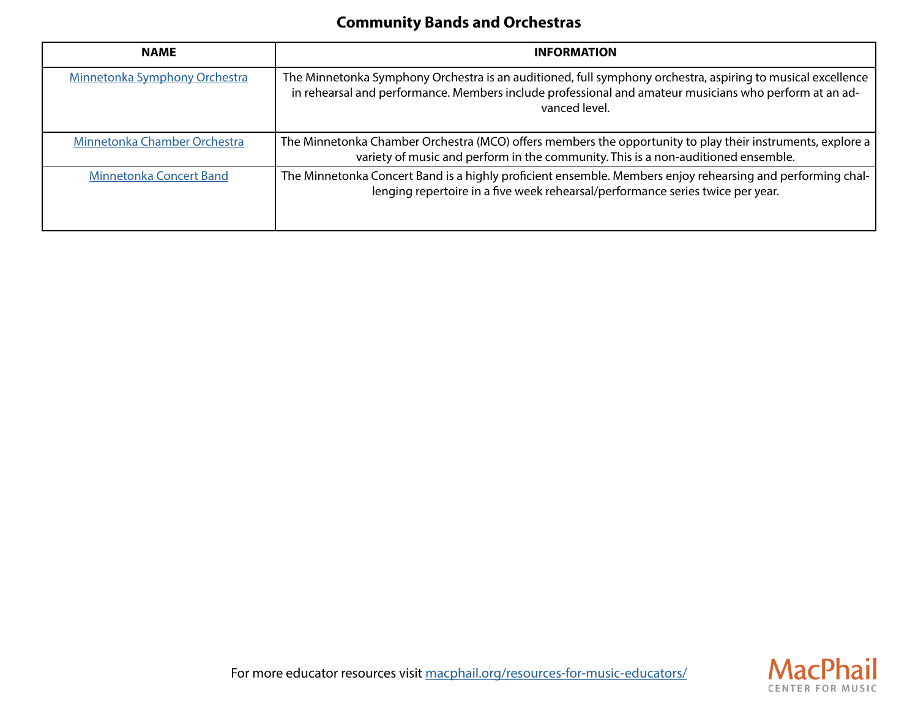## Community Bands and Orchestras

| NAME | INFORMATION |
|---|---|
| Minnetonka Symphony Orchestra | The Minnetonka Symphony Orchestra is an auditioned, full symphony orchestra, aspiring to musical excellence in rehearsal and performance. Members include professional and amateur musicians who perform at an advanced level. |
| Minnetonka Chamber Orchestra | The Minnetonka Chamber Orchestra (MCO) offers members the opportunity to play their instruments, explore a variety of music and perform in the community. This is a non-auditioned ensemble. |
| Minnetonka Concert Band | The Minnetonka Concert Band is a highly proficient ensemble. Members enjoy rehearsing and performing challenging repertoire in a five week rehearsal/performance series twice per year. |

For more educator resources visit macphail.org/resources-for-music-educators/

MacPhail CENTER FOR MUSIC